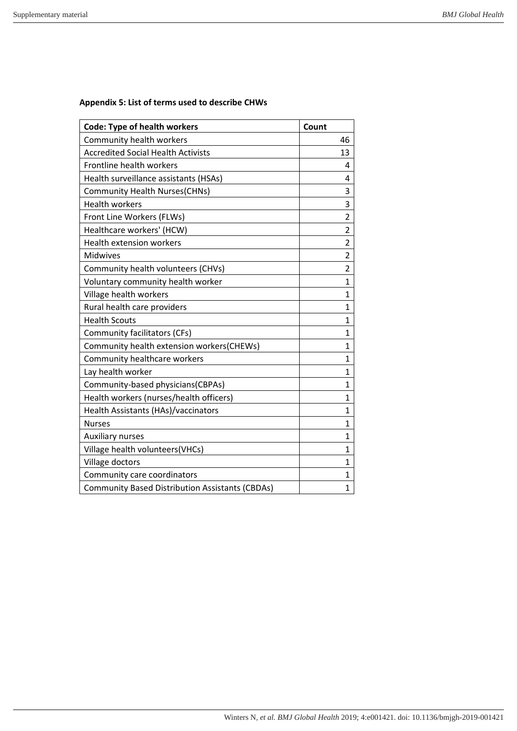**Appendix 5: List of terms used to describe CHWs**

| Code: Type of health workers | Count |
|---|---|
| Community health workers | 46 |
| Accredited Social Health Activists | 13 |
| Frontline health workers | 4 |
| Health surveillance assistants (HSAs) | 4 |
| Community Health Nurses(CHNs) | 3 |
| Health workers | 3 |
| Front Line Workers (FLWs) | 2 |
| Healthcare workers' (HCW) | 2 |
| Health extension workers | 2 |
| Midwives | 2 |
| Community health volunteers (CHVs) | 2 |
| Voluntary community health worker | 1 |
| Village health workers | 1 |
| Rural health care providers | 1 |
| Health Scouts | 1 |
| Community facilitators (CFs) | 1 |
| Community health extension workers(CHEWs) | 1 |
| Community healthcare workers | 1 |
| Lay health worker | 1 |
| Community-based physicians(CBPAs) | 1 |
| Health workers (nurses/health officers) | 1 |
| Health Assistants (HAs)/vaccinators | 1 |
| Nurses | 1 |
| Auxiliary nurses | 1 |
| Village health volunteers(VHCs) | 1 |
| Village doctors | 1 |
| Community care coordinators | 1 |
| Community Based Distribution Assistants (CBDAs) | 1 |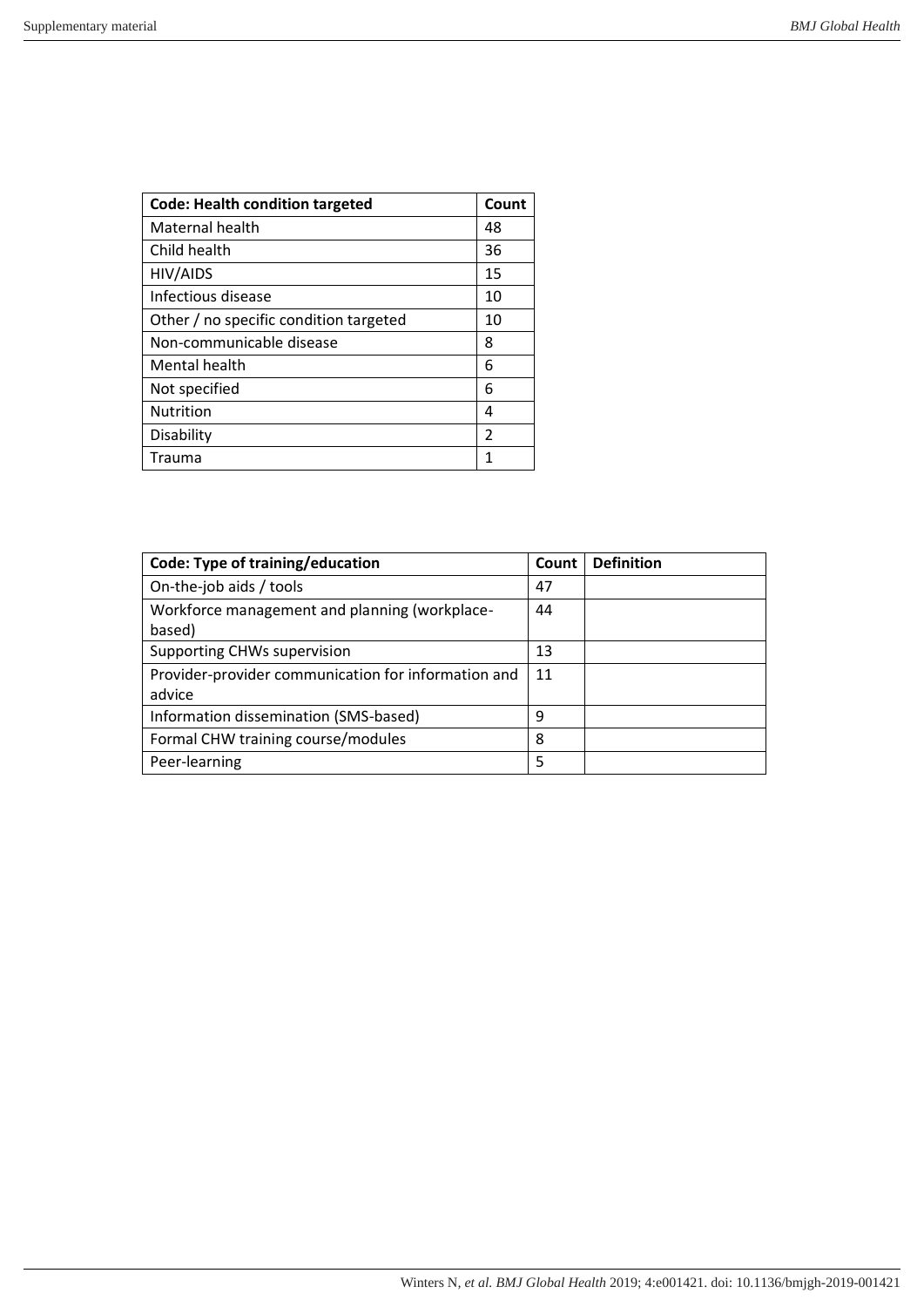| Code: Health condition targeted | Count |
|---|---|
| Maternal health | 48 |
| Child health | 36 |
| HIV/AIDS | 15 |
| Infectious disease | 10 |
| Other / no specific condition targeted | 10 |
| Non-communicable disease | 8 |
| Mental health | 6 |
| Not specified | 6 |
| Nutrition | 4 |
| Disability | 2 |
| Trauma | 1 |

| Code: Type of training/education | Count | Definition |
|---|---|---|
| On-the-job aids / tools | 47 | |
| Workforce management and planning (workplace-based) | 44 | |
| Supporting CHWs supervision | 13 | |
| Provider-provider communication for information and advice | 11 | |
| Information dissemination (SMS-based) | 9 | |
| Formal CHW training course/modules | 8 | |
| Peer-learning | 5 | |